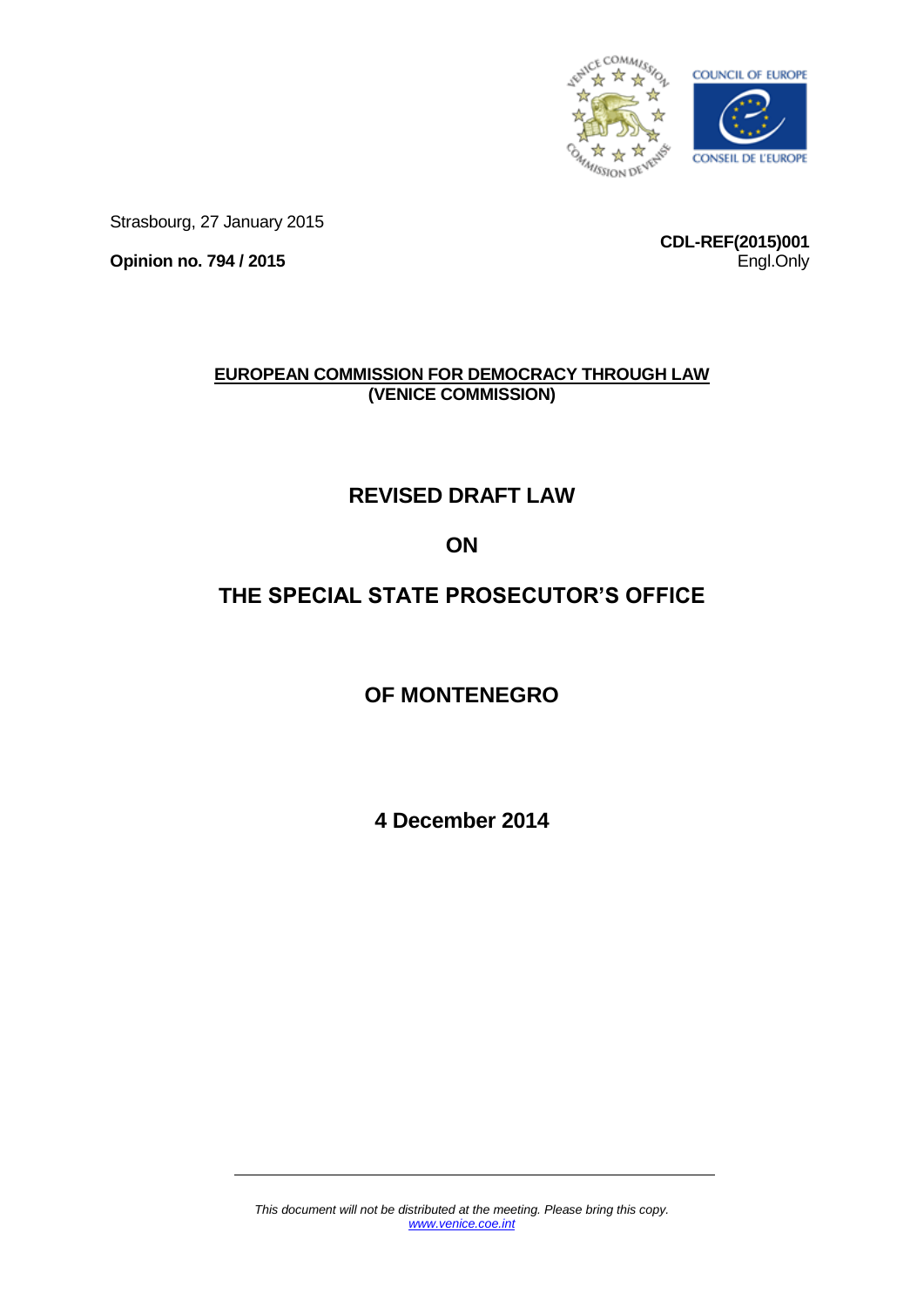Strasbourg, 27 January 2015

**Opinion no. 794 / 2015**

**CDL-REF(2015)001**
Engl.Only

**EUROPEAN COMMISSION FOR DEMOCRACY THROUGH LAW**
**(VENICE COMMISSION)**

# REVISED DRAFT LAW

# ON

# THE SPECIAL STATE PROSECUTOR'S OFFICE

# OF MONTENEGRO

## 4 December 2014

*This document will not be distributed at the meeting. Please bring this copy.*
*www.venice.coe.int*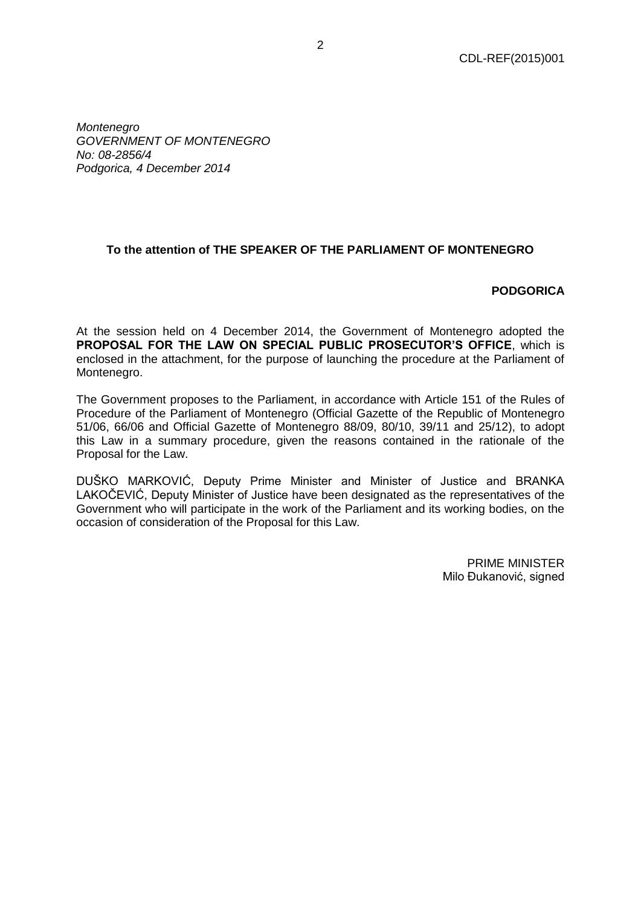*Montenegro*
*GOVERNMENT OF MONTENEGRO*
*No: 08-2856/4*
*Podgorica, 4 December 2014*

**To the attention of THE SPEAKER OF THE PARLIAMENT OF MONTENEGRO**

**PODGORICA**

At the session held on 4 December 2014, the Government of Montenegro adopted the **PROPOSAL FOR THE LAW ON SPECIAL PUBLIC PROSECUTOR'S OFFICE**, which is enclosed in the attachment, for the purpose of launching the procedure at the Parliament of Montenegro.

The Government proposes to the Parliament, in accordance with Article 151 of the Rules of Procedure of the Parliament of Montenegro (Official Gazette of the Republic of Montenegro 51/06, 66/06 and Official Gazette of Montenegro 88/09, 80/10, 39/11 and 25/12), to adopt this Law in a summary procedure, given the reasons contained in the rationale of the Proposal for the Law.

DUŠKO MARKOVIĆ, Deputy Prime Minister and Minister of Justice and BRANKA LAKOČEVIĆ, Deputy Minister of Justice have been designated as the representatives of the Government who will participate in the work of the Parliament and its working bodies, on the occasion of consideration of the Proposal for this Law.

PRIME MINISTER
Milo Đukanović, signed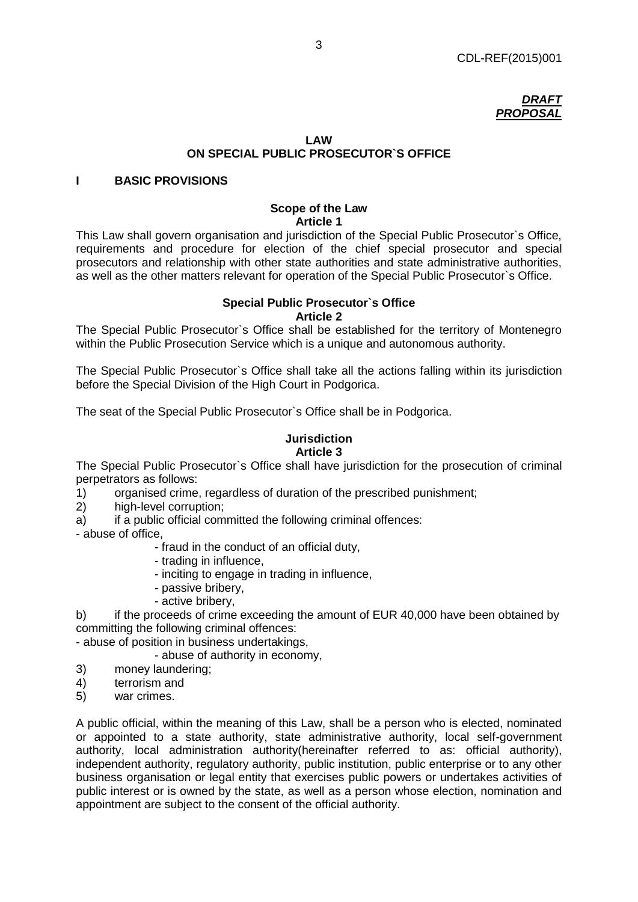***DRAFT***
***PROPOSAL***

# LAW
# ON SPECIAL PUBLIC PROSECUTOR`S OFFICE

## I BASIC PROVISIONS

### Scope of the Law
### Article 1

This Law shall govern organisation and jurisdiction of the Special Public Prosecutor`s Office, requirements and procedure for election of the chief special prosecutor and special prosecutors and relationship with other state authorities and state administrative authorities, as well as the other matters relevant for operation of the Special Public Prosecutor`s Office.

### Special Public Prosecutor`s Office
### Article 2

The Special Public Prosecutor`s Office shall be established for the territory of Montenegro within the Public Prosecution Service which is a unique and autonomous authority.

The Special Public Prosecutor`s Office shall take all the actions falling within its jurisdiction before the Special Division of the High Court in Podgorica.

The seat of the Special Public Prosecutor`s Office shall be in Podgorica.

### Jurisdiction
### Article 3

The Special Public Prosecutor`s Office shall have jurisdiction for the prosecution of criminal perpetrators as follows:

1) organised crime, regardless of duration of the prescribed punishment;
2) high-level corruption;
a) if a public official committed the following criminal offences:
- abuse of office,
- fraud in the conduct of an official duty,
- trading in influence,
- inciting to engage in trading in influence,
- passive bribery,
- active bribery,

b) if the proceeds of crime exceeding the amount of EUR 40,000 have been obtained by committing the following criminal offences:
- abuse of position in business undertakings,
- abuse of authority in economy,

3) money laundering;
4) terrorism and
5) war crimes.

A public official, within the meaning of this Law, shall be a person who is elected, nominated or appointed to a state authority, state administrative authority, local self-government authority, local administration authority(hereinafter referred to as: official authority), independent authority, regulatory authority, public institution, public enterprise or to any other business organisation or legal entity that exercises public powers or undertakes activities of public interest or is owned by the state, as well as a person whose election, nomination and appointment are subject to the consent of the official authority.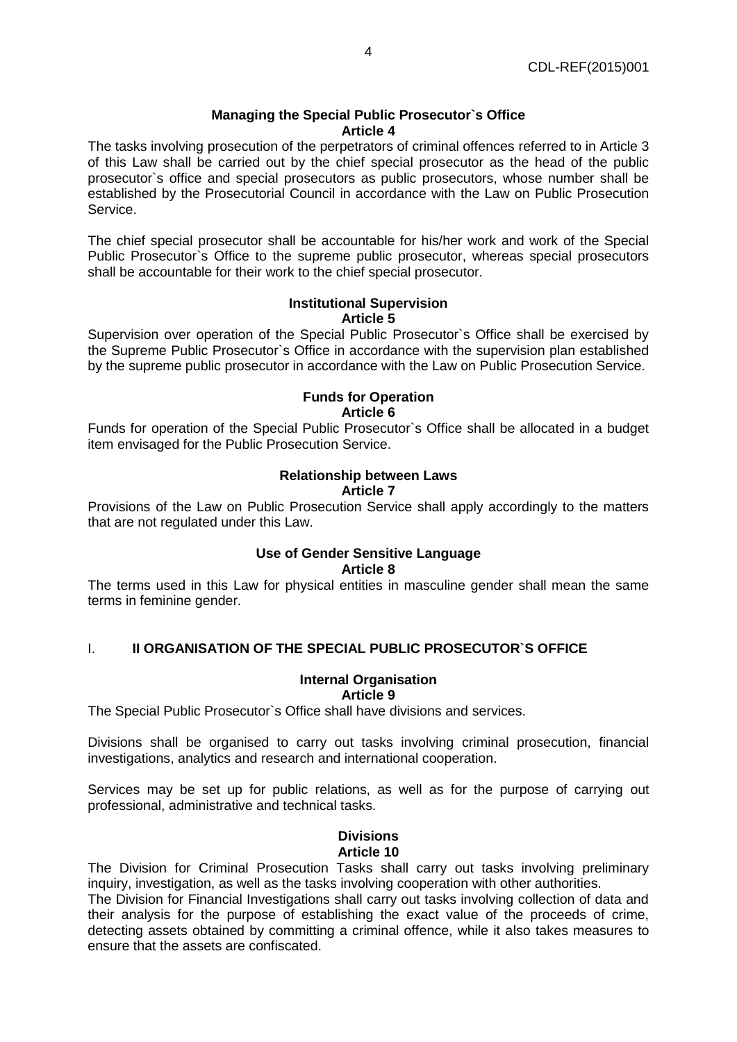#### Managing the Special Public Prosecutor`s Office
#### Article 4

The tasks involving prosecution of the perpetrators of criminal offences referred to in Article 3 of this Law shall be carried out by the chief special prosecutor as the head of the public prosecutor`s office and special prosecutors as public prosecutors, whose number shall be established by the Prosecutorial Council in accordance with the Law on Public Prosecution Service.

The chief special prosecutor shall be accountable for his/her work and work of the Special Public Prosecutor`s Office to the supreme public prosecutor, whereas special prosecutors shall be accountable for their work to the chief special prosecutor.

#### Institutional Supervision
#### Article 5

Supervision over operation of the Special Public Prosecutor`s Office shall be exercised by the Supreme Public Prosecutor`s Office in accordance with the supervision plan established by the supreme public prosecutor in accordance with the Law on Public Prosecution Service.

#### Funds for Operation
#### Article 6

Funds for operation of the Special Public Prosecutor`s Office shall be allocated in a budget item envisaged for the Public Prosecution Service.

#### Relationship between Laws
#### Article 7

Provisions of the Law on Public Prosecution Service shall apply accordingly to the matters that are not regulated under this Law.

#### Use of Gender Sensitive Language
#### Article 8

The terms used in this Law for physical entities in masculine gender shall mean the same terms in feminine gender.

## I. II ORGANISATION OF THE SPECIAL PUBLIC PROSECUTOR`S OFFICE

#### Internal Organisation
#### Article 9

The Special Public Prosecutor`s Office shall have divisions and services.

Divisions shall be organised to carry out tasks involving criminal prosecution, financial investigations, analytics and research and international cooperation.

Services may be set up for public relations, as well as for the purpose of carrying out professional, administrative and technical tasks.

#### Divisions
#### Article 10

The Division for Criminal Prosecution Tasks shall carry out tasks involving preliminary inquiry, investigation, as well as the tasks involving cooperation with other authorities.
The Division for Financial Investigations shall carry out tasks involving collection of data and their analysis for the purpose of establishing the exact value of the proceeds of crime, detecting assets obtained by committing a criminal offence, while it also takes measures to ensure that the assets are confiscated.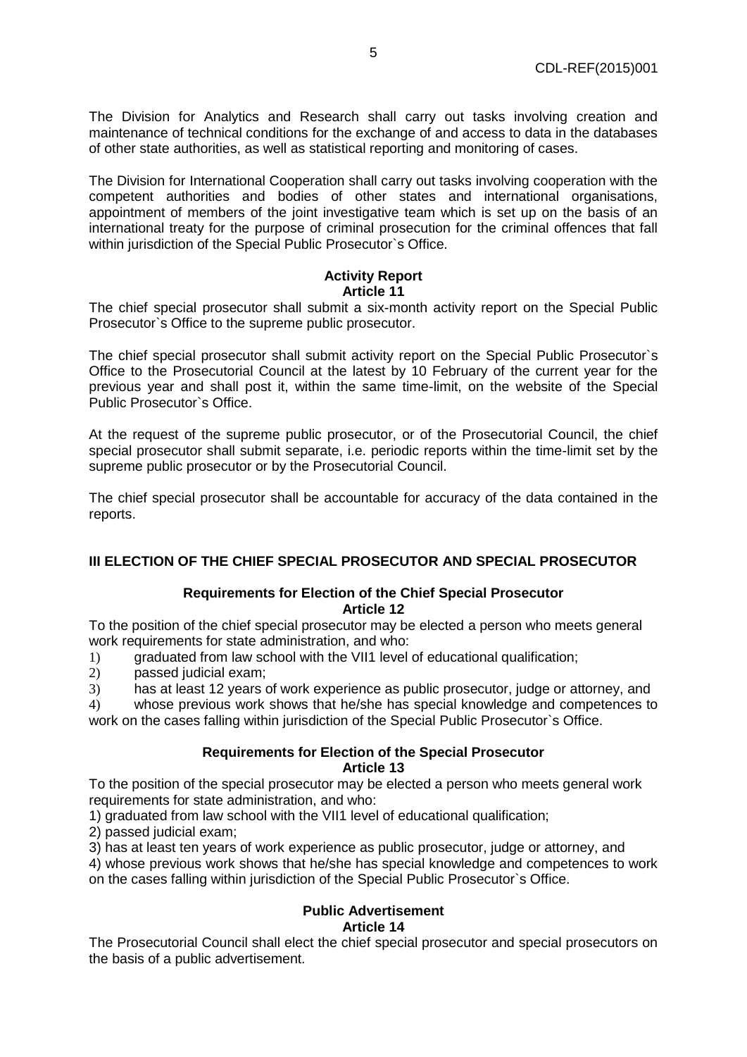The Division for Analytics and Research shall carry out tasks involving creation and maintenance of technical conditions for the exchange of and access to data in the databases of other state authorities, as well as statistical reporting and monitoring of cases.

The Division for International Cooperation shall carry out tasks involving cooperation with the competent authorities and bodies of other states and international organisations, appointment of members of the joint investigative team which is set up on the basis of an international treaty for the purpose of criminal prosecution for the criminal offences that fall within jurisdiction of the Special Public Prosecutor`s Office.

**Activity Report**
**Article 11**

The chief special prosecutor shall submit a six-month activity report on the Special Public Prosecutor`s Office to the supreme public prosecutor.

The chief special prosecutor shall submit activity report on the Special Public Prosecutor`s Office to the Prosecutorial Council at the latest by 10 February of the current year for the previous year and shall post it, within the same time-limit, on the website of the Special Public Prosecutor`s Office.

At the request of the supreme public prosecutor, or of the Prosecutorial Council, the chief special prosecutor shall submit separate, i.e. periodic reports within the time-limit set by the supreme public prosecutor or by the Prosecutorial Council.

The chief special prosecutor shall be accountable for accuracy of the data contained in the reports.

## III ELECTION OF THE CHIEF SPECIAL PROSECUTOR AND SPECIAL PROSECUTOR

**Requirements for Election of the Chief Special Prosecutor**
**Article 12**

To the position of the chief special prosecutor may be elected a person who meets general work requirements for state administration, and who:

1) graduated from law school with the VII1 level of educational qualification;
2) passed judicial exam;
3) has at least 12 years of work experience as public prosecutor, judge or attorney, and
4) whose previous work shows that he/she has special knowledge and competences to work on the cases falling within jurisdiction of the Special Public Prosecutor`s Office.

**Requirements for Election of the Special Prosecutor**
**Article 13**

To the position of the special prosecutor may be elected a person who meets general work requirements for state administration, and who:

1) graduated from law school with the VII1 level of educational qualification;
2) passed judicial exam;
3) has at least ten years of work experience as public prosecutor, judge or attorney, and
4) whose previous work shows that he/she has special knowledge and competences to work on the cases falling within jurisdiction of the Special Public Prosecutor`s Office.

**Public Advertisement**
**Article 14**

The Prosecutorial Council shall elect the chief special prosecutor and special prosecutors on the basis of a public advertisement.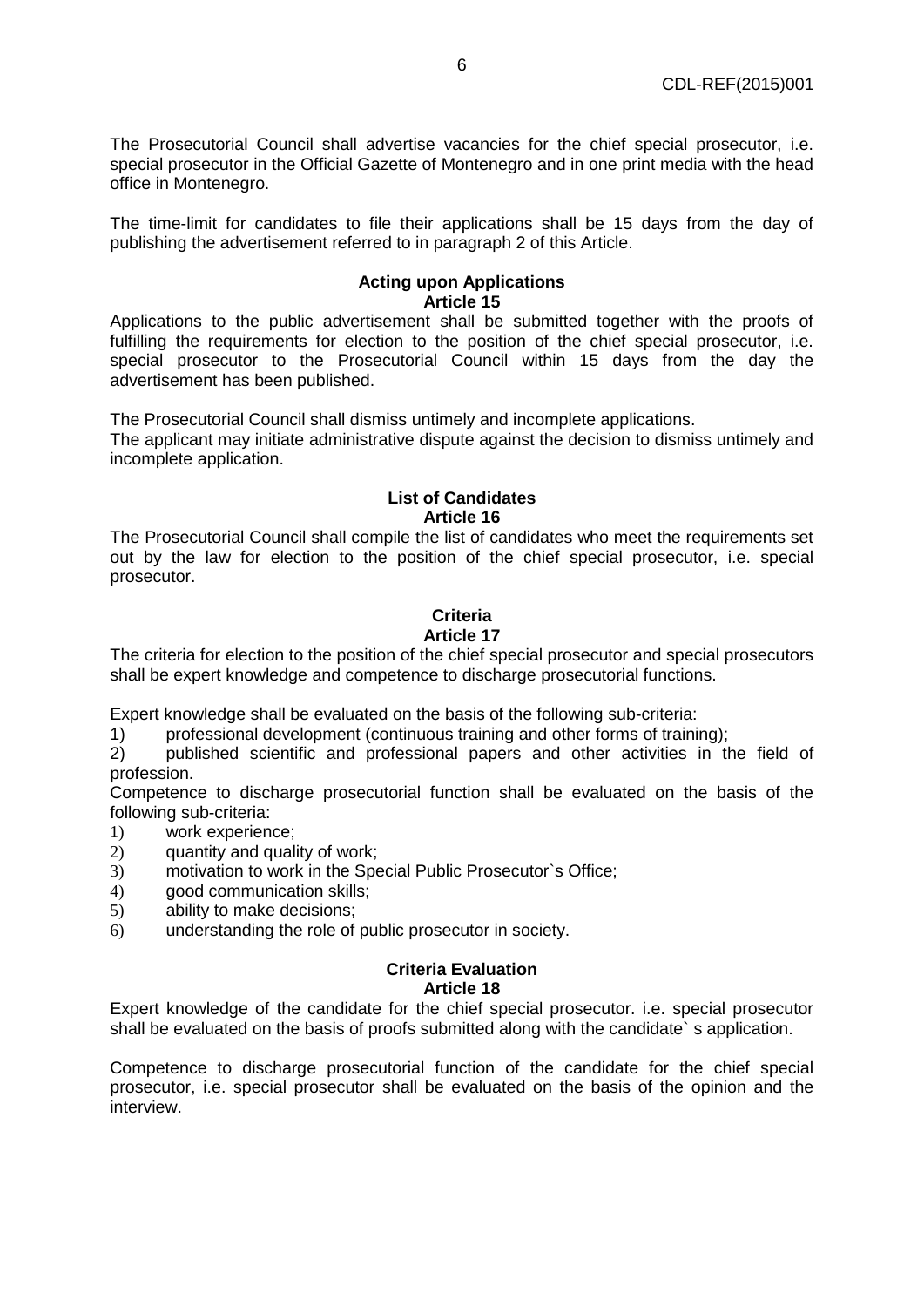The Prosecutorial Council shall advertise vacancies for the chief special prosecutor, i.e. special prosecutor in the Official Gazette of Montenegro and in one print media with the head office in Montenegro.

The time-limit for candidates to file their applications shall be 15 days from the day of publishing the advertisement referred to in paragraph 2 of this Article.

**Acting upon Applications**
**Article 15**

Applications to the public advertisement shall be submitted together with the proofs of fulfilling the requirements for election to the position of the chief special prosecutor, i.e. special prosecutor to the Prosecutorial Council within 15 days from the day the advertisement has been published.

The Prosecutorial Council shall dismiss untimely and incomplete applications.
The applicant may initiate administrative dispute against the decision to dismiss untimely and incomplete application.

**List of Candidates**
**Article 16**

The Prosecutorial Council shall compile the list of candidates who meet the requirements set out by the law for election to the position of the chief special prosecutor, i.e. special prosecutor.

**Criteria**
**Article 17**

The criteria for election to the position of the chief special prosecutor and special prosecutors shall be expert knowledge and competence to discharge prosecutorial functions.

Expert knowledge shall be evaluated on the basis of the following sub-criteria:
1) professional development (continuous training and other forms of training);
2) published scientific and professional papers and other activities in the field of profession.

Competence to discharge prosecutorial function shall be evaluated on the basis of the following sub-criteria:
1) work experience;
2) quantity and quality of work;
3) motivation to work in the Special Public Prosecutor`s Office;
4) good communication skills;
5) ability to make decisions;
6) understanding the role of public prosecutor in society.

**Criteria Evaluation**
**Article 18**

Expert knowledge of the candidate for the chief special prosecutor. i.e. special prosecutor shall be evaluated on the basis of proofs submitted along with the candidate` s application.

Competence to discharge prosecutorial function of the candidate for the chief special prosecutor, i.e. special prosecutor shall be evaluated on the basis of the opinion and the interview.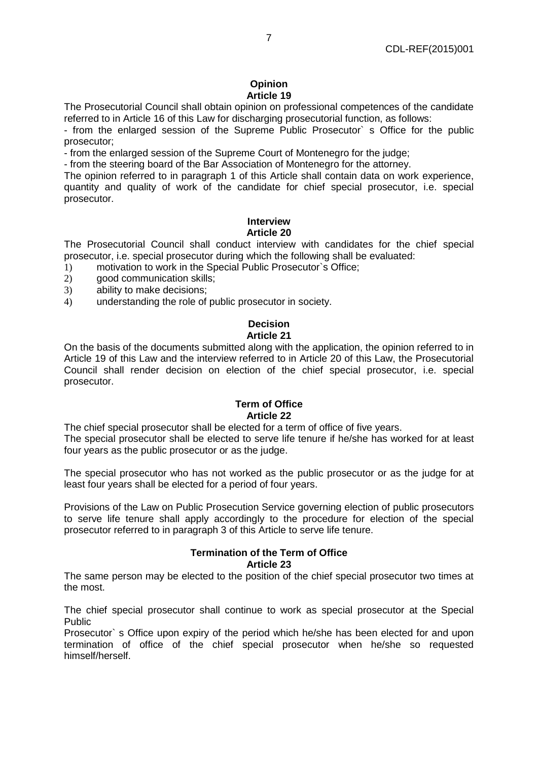**Opinion**
**Article 19**

The Prosecutorial Council shall obtain opinion on professional competences of the candidate referred to in Article 16 of this Law for discharging prosecutorial function, as follows:

- from the enlarged session of the Supreme Public Prosecutor` s Office for the public prosecutor;
- from the enlarged session of the Supreme Court of Montenegro for the judge;
- from the steering board of the Bar Association of Montenegro for the attorney.

The opinion referred to in paragraph 1 of this Article shall contain data on work experience, quantity and quality of work of the candidate for chief special prosecutor, i.e. special prosecutor.

**Interview**
**Article 20**

The Prosecutorial Council shall conduct interview with candidates for the chief special prosecutor, i.e. special prosecutor during which the following shall be evaluated:

1) motivation to work in the Special Public Prosecutor`s Office;
2) good communication skills;
3) ability to make decisions;
4) understanding the role of public prosecutor in society.

**Decision**
**Article 21**

On the basis of the documents submitted along with the application, the opinion referred to in Article 19 of this Law and the interview referred to in Article 20 of this Law, the Prosecutorial Council shall render decision on election of the chief special prosecutor, i.e. special prosecutor.

**Term of Office**
**Article 22**

The chief special prosecutor shall be elected for a term of office of five years.
The special prosecutor shall be elected to serve life tenure if he/she has worked for at least four years as the public prosecutor or as the judge.

The special prosecutor who has not worked as the public prosecutor or as the judge for at least four years shall be elected for a period of four years.

Provisions of the Law on Public Prosecution Service governing election of public prosecutors to serve life tenure shall apply accordingly to the procedure for election of the special prosecutor referred to in paragraph 3 of this Article to serve life tenure.

**Termination of the Term of Office**
**Article 23**

The same person may be elected to the position of the chief special prosecutor two times at the most.

The chief special prosecutor shall continue to work as special prosecutor at the Special Public Prosecutor` s Office upon expiry of the period which he/she has been elected for and upon termination of office of the chief special prosecutor when he/she so requested himself/herself.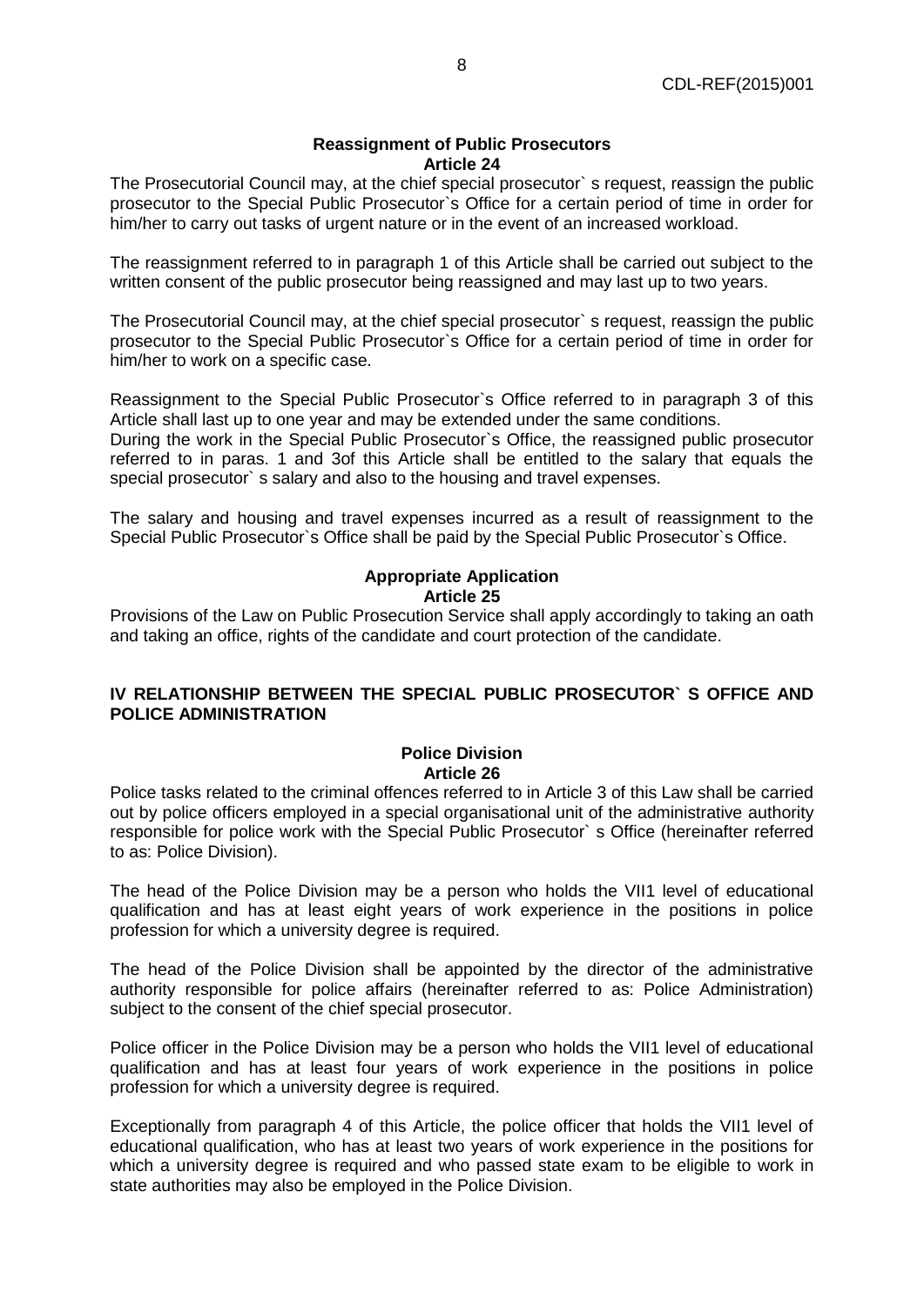**Reassignment of Public Prosecutors**
**Article 24**

The Prosecutorial Council may, at the chief special prosecutor` s request, reassign the public prosecutor to the Special Public Prosecutor`s Office for a certain period of time in order for him/her to carry out tasks of urgent nature or in the event of an increased workload.

The reassignment referred to in paragraph 1 of this Article shall be carried out subject to the written consent of the public prosecutor being reassigned and may last up to two years.

The Prosecutorial Council may, at the chief special prosecutor` s request, reassign the public prosecutor to the Special Public Prosecutor`s Office for a certain period of time in order for him/her to work on a specific case.

Reassignment to the Special Public Prosecutor`s Office referred to in paragraph 3 of this Article shall last up to one year and may be extended under the same conditions.
During the work in the Special Public Prosecutor`s Office, the reassigned public prosecutor referred to in paras. 1 and 3of this Article shall be entitled to the salary that equals the special prosecutor` s salary and also to the housing and travel expenses.

The salary and housing and travel expenses incurred as a result of reassignment to the Special Public Prosecutor`s Office shall be paid by the Special Public Prosecutor`s Office.

**Appropriate Application**
**Article 25**

Provisions of the Law on Public Prosecution Service shall apply accordingly to taking an oath and taking an office, rights of the candidate and court protection of the candidate.

## IV RELATIONSHIP BETWEEN THE SPECIAL PUBLIC PROSECUTOR` S OFFICE AND POLICE ADMINISTRATION

**Police Division**
**Article 26**

Police tasks related to the criminal offences referred to in Article 3 of this Law shall be carried out by police officers employed in a special organisational unit of the administrative authority responsible for police work with the Special Public Prosecutor` s Office (hereinafter referred to as: Police Division).

The head of the Police Division may be a person who holds the VII1 level of educational qualification and has at least eight years of work experience in the positions in police profession for which a university degree is required.

The head of the Police Division shall be appointed by the director of the administrative authority responsible for police affairs (hereinafter referred to as: Police Administration) subject to the consent of the chief special prosecutor.

Police officer in the Police Division may be a person who holds the VII1 level of educational qualification and has at least four years of work experience in the positions in police profession for which a university degree is required.

Exceptionally from paragraph 4 of this Article, the police officer that holds the VII1 level of educational qualification, who has at least two years of work experience in the positions for which a university degree is required and who passed state exam to be eligible to work in state authorities may also be employed in the Police Division.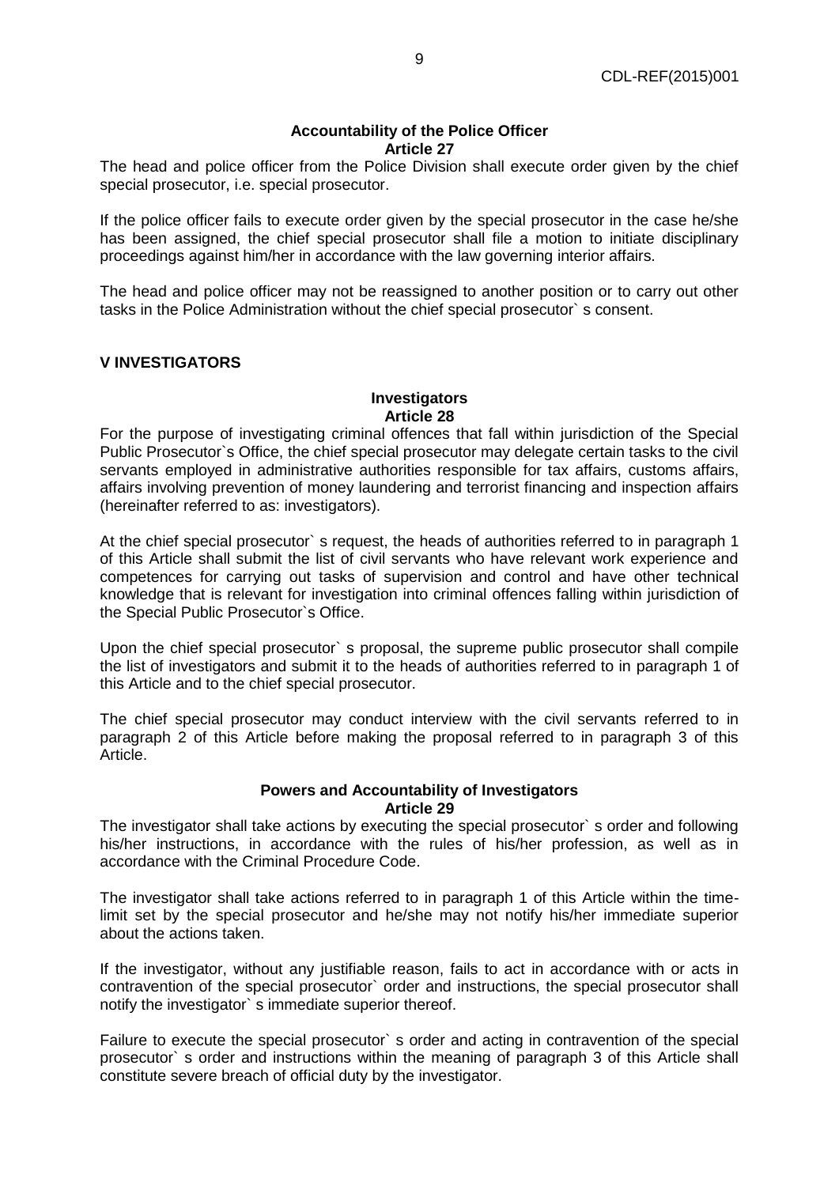#### Accountability of the Police Officer
#### Article 27

The head and police officer from the Police Division shall execute order given by the chief special prosecutor, i.e. special prosecutor.

If the police officer fails to execute order given by the special prosecutor in the case he/she has been assigned, the chief special prosecutor shall file a motion to initiate disciplinary proceedings against him/her in accordance with the law governing interior affairs.

The head and police officer may not be reassigned to another position or to carry out other tasks in the Police Administration without the chief special prosecutor` s consent.

## V INVESTIGATORS

#### Investigators
#### Article 28

For the purpose of investigating criminal offences that fall within jurisdiction of the Special Public Prosecutor`s Office, the chief special prosecutor may delegate certain tasks to the civil servants employed in administrative authorities responsible for tax affairs, customs affairs, affairs involving prevention of money laundering and terrorist financing and inspection affairs (hereinafter referred to as: investigators).

At the chief special prosecutor` s request, the heads of authorities referred to in paragraph 1 of this Article shall submit the list of civil servants who have relevant work experience and competences for carrying out tasks of supervision and control and have other technical knowledge that is relevant for investigation into criminal offences falling within jurisdiction of the Special Public Prosecutor`s Office.

Upon the chief special prosecutor` s proposal, the supreme public prosecutor shall compile the list of investigators and submit it to the heads of authorities referred to in paragraph 1 of this Article and to the chief special prosecutor.

The chief special prosecutor may conduct interview with the civil servants referred to in paragraph 2 of this Article before making the proposal referred to in paragraph 3 of this Article.

#### Powers and Accountability of Investigators
#### Article 29

The investigator shall take actions by executing the special prosecutor` s order and following his/her instructions, in accordance with the rules of his/her profession, as well as in accordance with the Criminal Procedure Code.

The investigator shall take actions referred to in paragraph 1 of this Article within the time-limit set by the special prosecutor and he/she may not notify his/her immediate superior about the actions taken.

If the investigator, without any justifiable reason, fails to act in accordance with or acts in contravention of the special prosecutor` order and instructions, the special prosecutor shall notify the investigator` s immediate superior thereof.

Failure to execute the special prosecutor` s order and acting in contravention of the special prosecutor` s order and instructions within the meaning of paragraph 3 of this Article shall constitute severe breach of official duty by the investigator.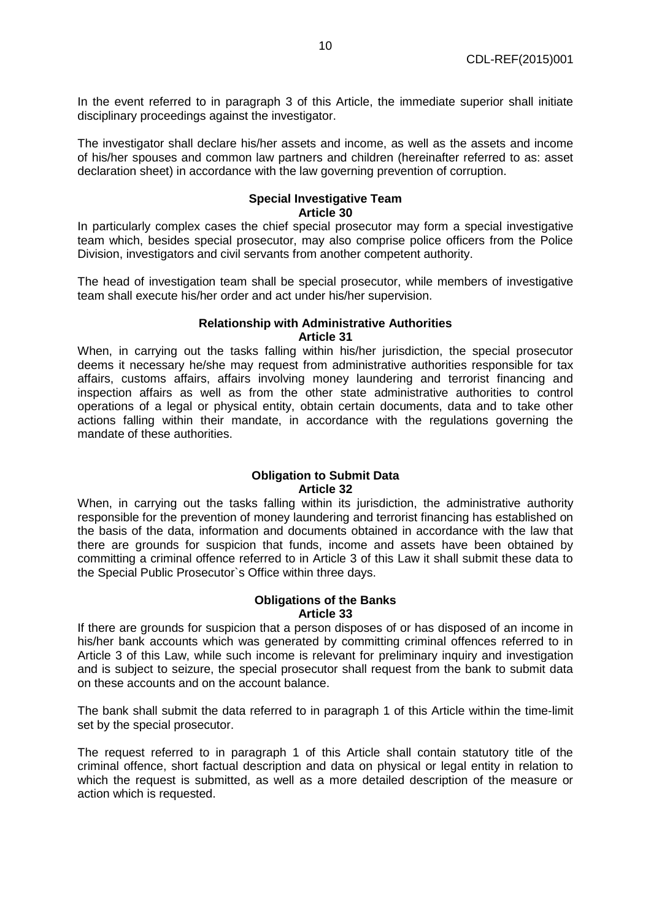In the event referred to in paragraph 3 of this Article, the immediate superior shall initiate disciplinary proceedings against the investigator.

The investigator shall declare his/her assets and income, as well as the assets and income of his/her spouses and common law partners and children (hereinafter referred to as: asset declaration sheet) in accordance with the law governing prevention of corruption.

**Special Investigative Team**
**Article 30**

In particularly complex cases the chief special prosecutor may form a special investigative team which, besides special prosecutor, may also comprise police officers from the Police Division, investigators and civil servants from another competent authority.

The head of investigation team shall be special prosecutor, while members of investigative team shall execute his/her order and act under his/her supervision.

**Relationship with Administrative Authorities**
**Article 31**

When, in carrying out the tasks falling within his/her jurisdiction, the special prosecutor deems it necessary he/she may request from administrative authorities responsible for tax affairs, customs affairs, affairs involving money laundering and terrorist financing and inspection affairs as well as from the other state administrative authorities to control operations of a legal or physical entity, obtain certain documents, data and to take other actions falling within their mandate, in accordance with the regulations governing the mandate of these authorities.

**Obligation to Submit Data**
**Article 32**

When, in carrying out the tasks falling within its jurisdiction, the administrative authority responsible for the prevention of money laundering and terrorist financing has established on the basis of the data, information and documents obtained in accordance with the law that there are grounds for suspicion that funds, income and assets have been obtained by committing a criminal offence referred to in Article 3 of this Law it shall submit these data to the Special Public Prosecutor`s Office within three days.

**Obligations of the Banks**
**Article 33**

If there are grounds for suspicion that a person disposes of or has disposed of an income in his/her bank accounts which was generated by committing criminal offences referred to in Article 3 of this Law, while such income is relevant for preliminary inquiry and investigation and is subject to seizure, the special prosecutor shall request from the bank to submit data on these accounts and on the account balance.

The bank shall submit the data referred to in paragraph 1 of this Article within the time-limit set by the special prosecutor.

The request referred to in paragraph 1 of this Article shall contain statutory title of the criminal offence, short factual description and data on physical or legal entity in relation to which the request is submitted, as well as a more detailed description of the measure or action which is requested.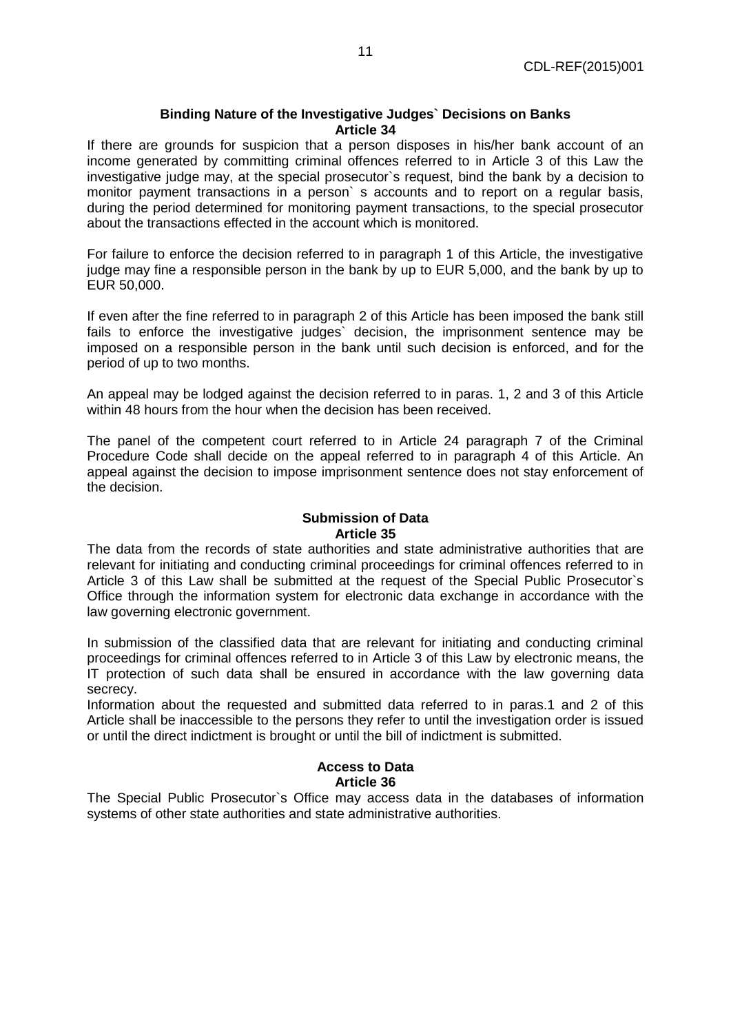**Binding Nature of the Investigative Judges` Decisions on Banks**
**Article 34**

If there are grounds for suspicion that a person disposes in his/her bank account of an income generated by committing criminal offences referred to in Article 3 of this Law the investigative judge may, at the special prosecutor`s request, bind the bank by a decision to monitor payment transactions in a person` s accounts and to report on a regular basis, during the period determined for monitoring payment transactions, to the special prosecutor about the transactions effected in the account which is monitored.

For failure to enforce the decision referred to in paragraph 1 of this Article, the investigative judge may fine a responsible person in the bank by up to EUR 5,000, and the bank by up to EUR 50,000.

If even after the fine referred to in paragraph 2 of this Article has been imposed the bank still fails to enforce the investigative judges` decision, the imprisonment sentence may be imposed on a responsible person in the bank until such decision is enforced, and for the period of up to two months.

An appeal may be lodged against the decision referred to in paras. 1, 2 and 3 of this Article within 48 hours from the hour when the decision has been received.

The panel of the competent court referred to in Article 24 paragraph 7 of the Criminal Procedure Code shall decide on the appeal referred to in paragraph 4 of this Article. An appeal against the decision to impose imprisonment sentence does not stay enforcement of the decision.

**Submission of Data**
**Article 35**

The data from the records of state authorities and state administrative authorities that are relevant for initiating and conducting criminal proceedings for criminal offences referred to in Article 3 of this Law shall be submitted at the request of the Special Public Prosecutor`s Office through the information system for electronic data exchange in accordance with the law governing electronic government.

In submission of the classified data that are relevant for initiating and conducting criminal proceedings for criminal offences referred to in Article 3 of this Law by electronic means, the IT protection of such data shall be ensured in accordance with the law governing data secrecy.

Information about the requested and submitted data referred to in paras.1 and 2 of this Article shall be inaccessible to the persons they refer to until the investigation order is issued or until the direct indictment is brought or until the bill of indictment is submitted.

**Access to Data**
**Article 36**

The Special Public Prosecutor`s Office may access data in the databases of information systems of other state authorities and state administrative authorities.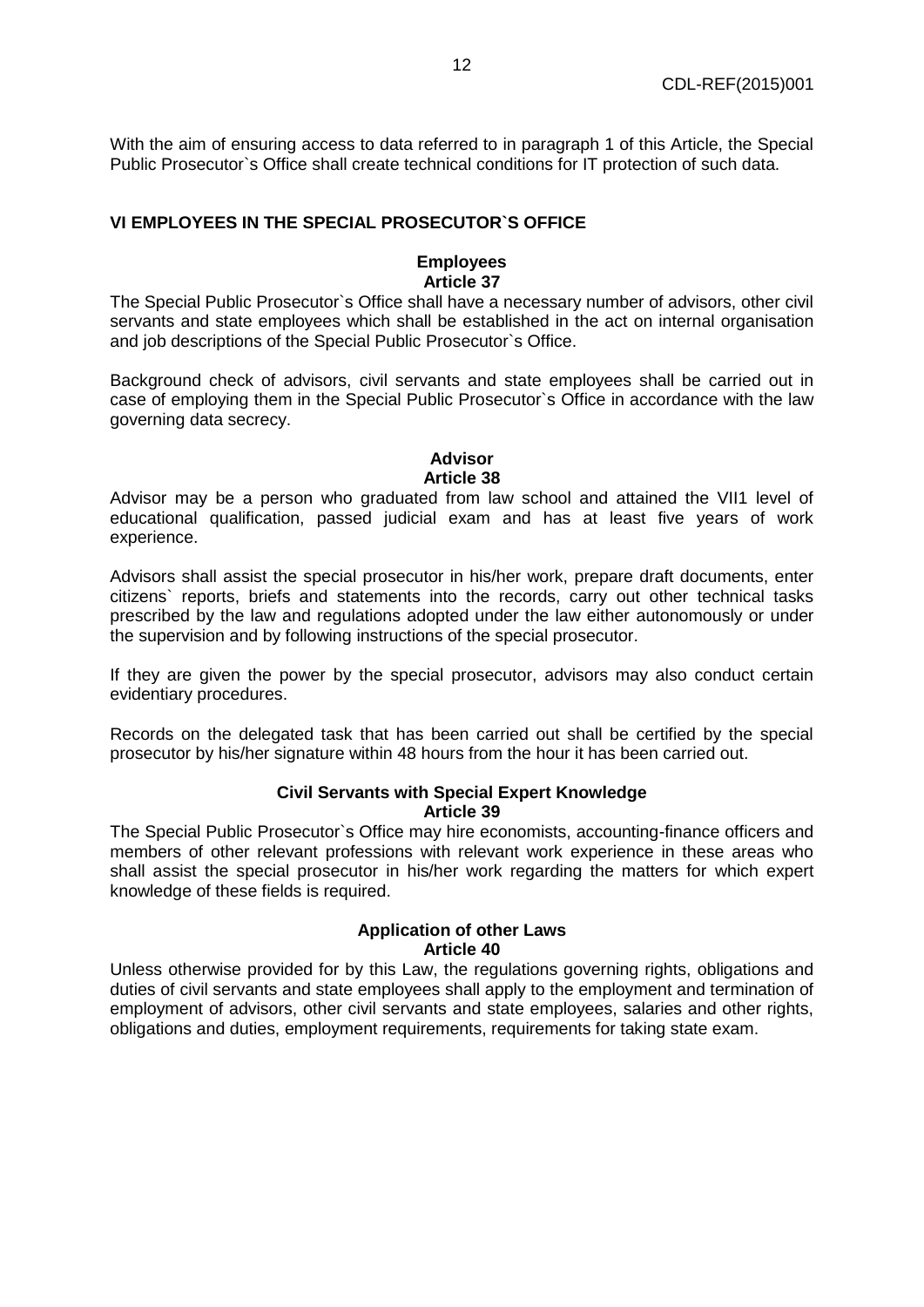With the aim of ensuring access to data referred to in paragraph 1 of this Article, the Special Public Prosecutor`s Office shall create technical conditions for IT protection of such data.

## VI EMPLOYEES IN THE SPECIAL PROSECUTOR`S OFFICE

### Employees
### Article 37

The Special Public Prosecutor`s Office shall have a necessary number of advisors, other civil servants and state employees which shall be established in the act on internal organisation and job descriptions of the Special Public Prosecutor`s Office.

Background check of advisors, civil servants and state employees shall be carried out in case of employing them in the Special Public Prosecutor`s Office in accordance with the law governing data secrecy.

### Advisor
### Article 38

Advisor may be a person who graduated from law school and attained the VII1 level of educational qualification, passed judicial exam and has at least five years of work experience.

Advisors shall assist the special prosecutor in his/her work, prepare draft documents, enter citizens` reports, briefs and statements into the records, carry out other technical tasks prescribed by the law and regulations adopted under the law either autonomously or under the supervision and by following instructions of the special prosecutor.

If they are given the power by the special prosecutor, advisors may also conduct certain evidentiary procedures.

Records on the delegated task that has been carried out shall be certified by the special prosecutor by his/her signature within 48 hours from the hour it has been carried out.

### Civil Servants with Special Expert Knowledge
### Article 39

The Special Public Prosecutor`s Office may hire economists, accounting-finance officers and members of other relevant professions with relevant work experience in these areas who shall assist the special prosecutor in his/her work regarding the matters for which expert knowledge of these fields is required.

### Application of other Laws
### Article 40

Unless otherwise provided for by this Law, the regulations governing rights, obligations and duties of civil servants and state employees shall apply to the employment and termination of employment of advisors, other civil servants and state employees, salaries and other rights, obligations and duties, employment requirements, requirements for taking state exam.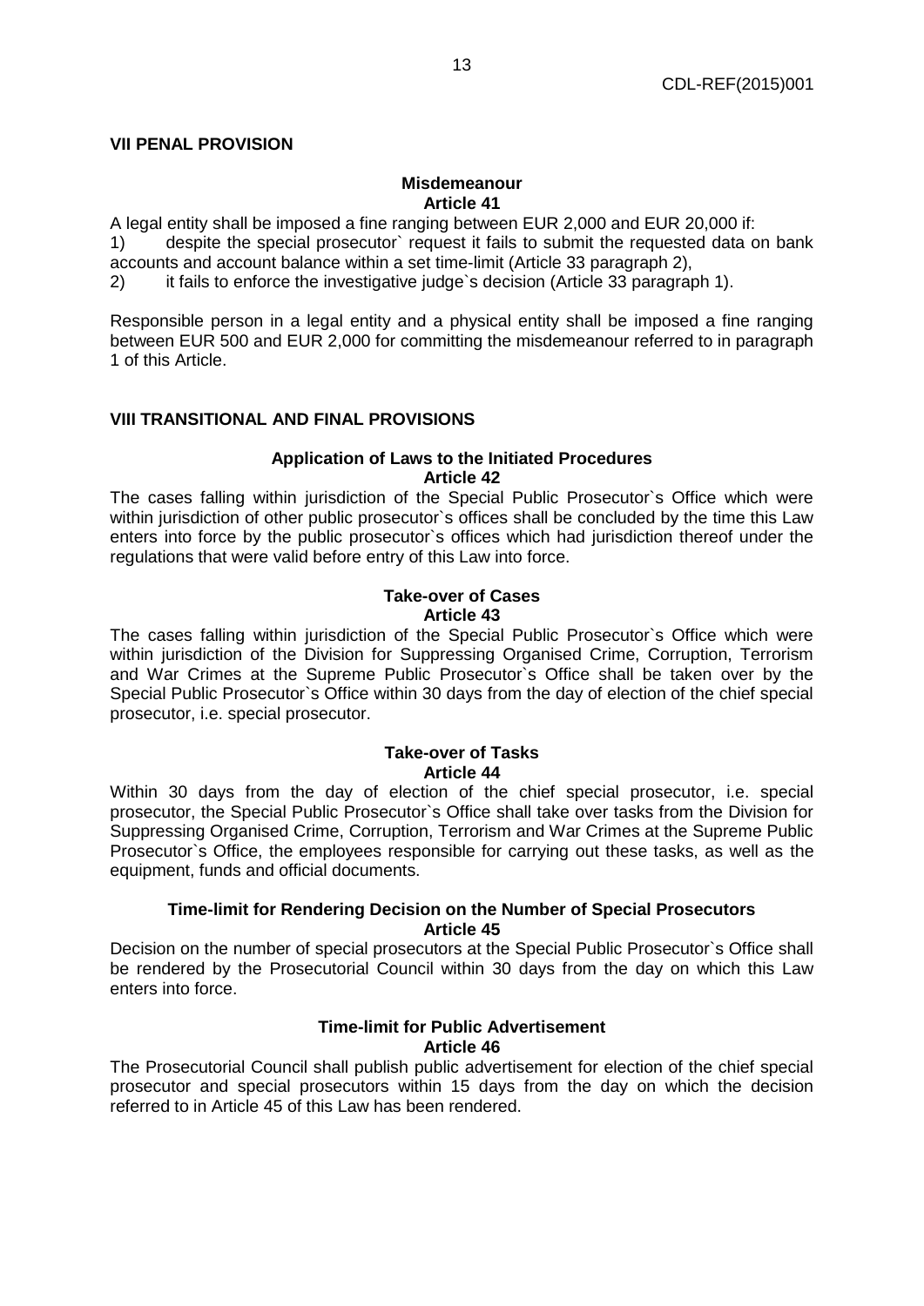## VII PENAL PROVISION

### Misdemeanour
### Article 41

A legal entity shall be imposed a fine ranging between EUR 2,000 and EUR 20,000 if:

1) despite the special prosecutor` request it fails to submit the requested data on bank accounts and account balance within a set time-limit (Article 33 paragraph 2),
2) it fails to enforce the investigative judge`s decision (Article 33 paragraph 1).

Responsible person in a legal entity and a physical entity shall be imposed a fine ranging between EUR 500 and EUR 2,000 for committing the misdemeanour referred to in paragraph 1 of this Article.

## VIII TRANSITIONAL AND FINAL PROVISIONS

### Application of Laws to the Initiated Procedures
### Article 42

The cases falling within jurisdiction of the Special Public Prosecutor`s Office which were within jurisdiction of other public prosecutor`s offices shall be concluded by the time this Law enters into force by the public prosecutor`s offices which had jurisdiction thereof under the regulations that were valid before entry of this Law into force.

### Take-over of Cases
### Article 43

The cases falling within jurisdiction of the Special Public Prosecutor`s Office which were within jurisdiction of the Division for Suppressing Organised Crime, Corruption, Terrorism and War Crimes at the Supreme Public Prosecutor`s Office shall be taken over by the Special Public Prosecutor`s Office within 30 days from the day of election of the chief special prosecutor, i.e. special prosecutor.

### Take-over of Tasks
### Article 44

Within 30 days from the day of election of the chief special prosecutor, i.e. special prosecutor, the Special Public Prosecutor`s Office shall take over tasks from the Division for Suppressing Organised Crime, Corruption, Terrorism and War Crimes at the Supreme Public Prosecutor`s Office, the employees responsible for carrying out these tasks, as well as the equipment, funds and official documents.

### Time-limit for Rendering Decision on the Number of Special Prosecutors
### Article 45

Decision on the number of special prosecutors at the Special Public Prosecutor`s Office shall be rendered by the Prosecutorial Council within 30 days from the day on which this Law enters into force.

### Time-limit for Public Advertisement
### Article 46

The Prosecutorial Council shall publish public advertisement for election of the chief special prosecutor and special prosecutors within 15 days from the day on which the decision referred to in Article 45 of this Law has been rendered.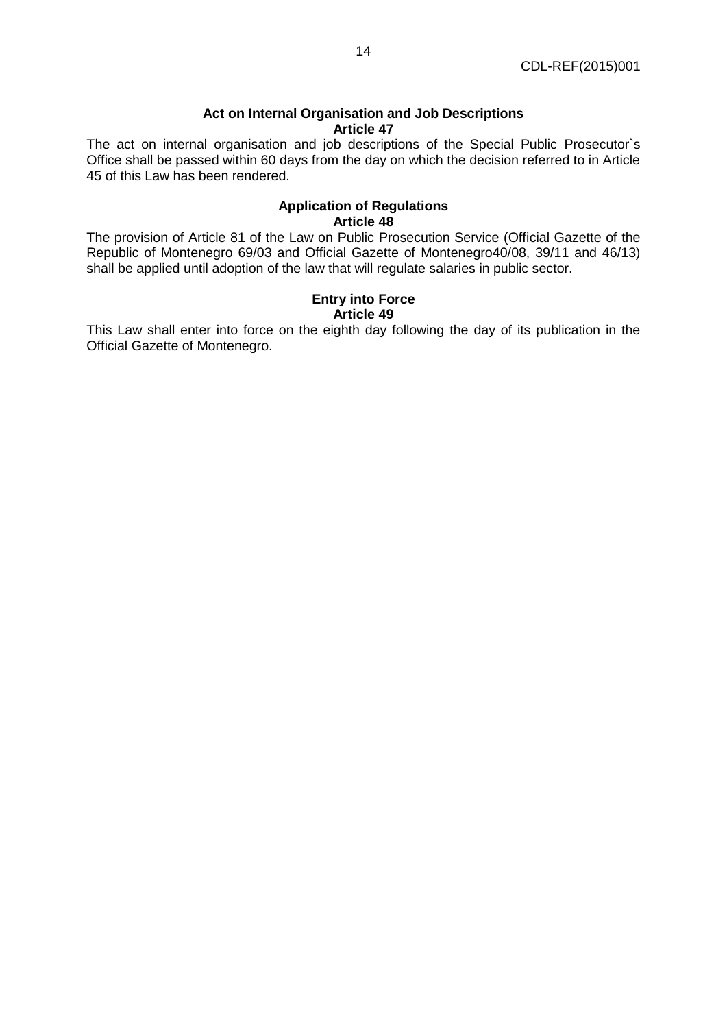**Act on Internal Organisation and Job Descriptions**
**Article 47**

The act on internal organisation and job descriptions of the Special Public Prosecutor`s Office shall be passed within 60 days from the day on which the decision referred to in Article 45 of this Law has been rendered.

**Application of Regulations**
**Article 48**

The provision of Article 81 of the Law on Public Prosecution Service (Official Gazette of the Republic of Montenegro 69/03 and Official Gazette of Montenegro40/08, 39/11 and 46/13) shall be applied until adoption of the law that will regulate salaries in public sector.

**Entry into Force**
**Article 49**

This Law shall enter into force on the eighth day following the day of its publication in the Official Gazette of Montenegro.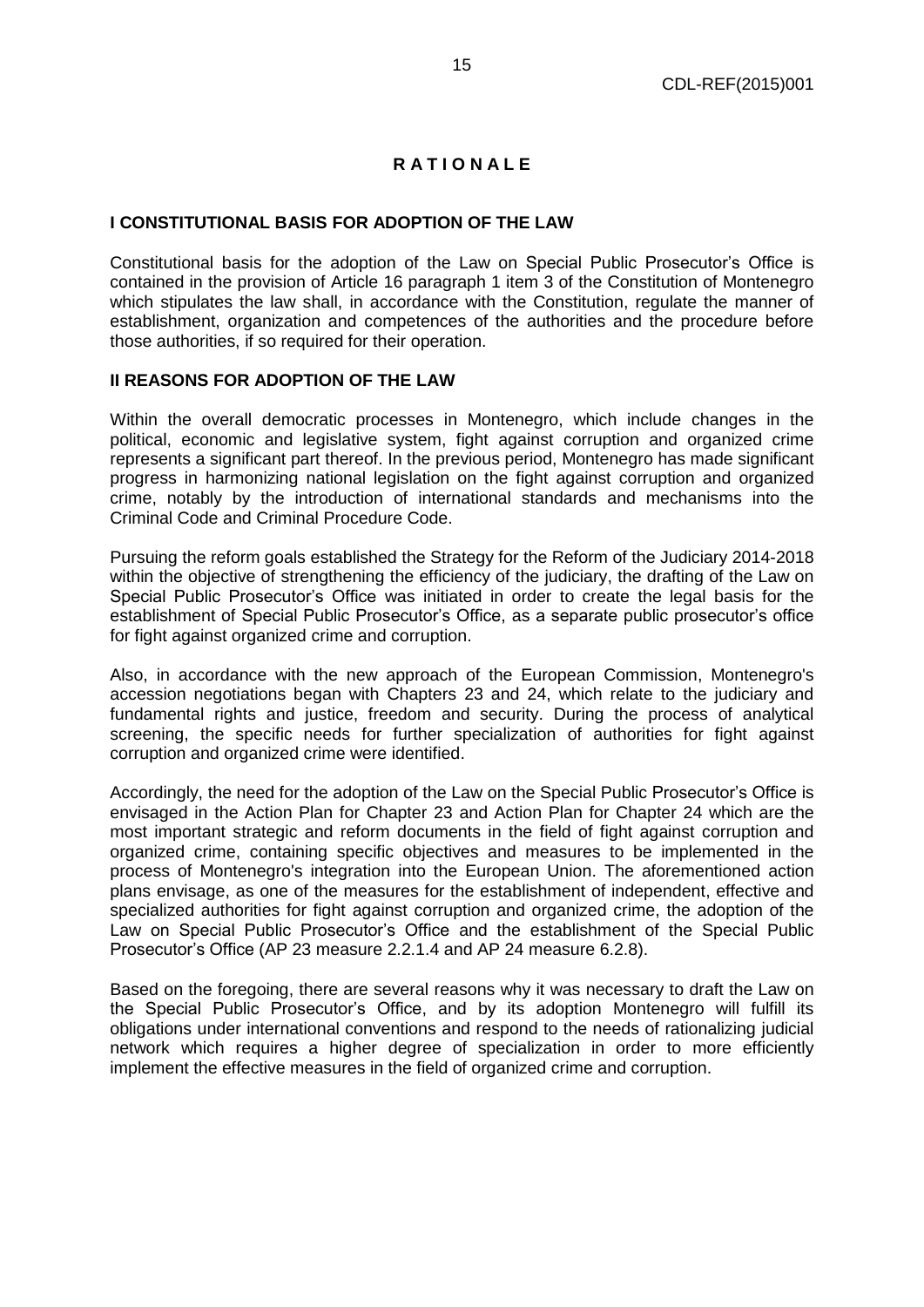# RATIONALE

## I CONSTITUTIONAL BASIS FOR ADOPTION OF THE LAW

Constitutional basis for the adoption of the Law on Special Public Prosecutor's Office is contained in the provision of Article 16 paragraph 1 item 3 of the Constitution of Montenegro which stipulates the law shall, in accordance with the Constitution, regulate the manner of establishment, organization and competences of the authorities and the procedure before those authorities, if so required for their operation.

## II REASONS FOR ADOPTION OF THE LAW

Within the overall democratic processes in Montenegro, which include changes in the political, economic and legislative system, fight against corruption and organized crime represents a significant part thereof. In the previous period, Montenegro has made significant progress in harmonizing national legislation on the fight against corruption and organized crime, notably by the introduction of international standards and mechanisms into the Criminal Code and Criminal Procedure Code.

Pursuing the reform goals established the Strategy for the Reform of the Judiciary 2014-2018 within the objective of strengthening the efficiency of the judiciary, the drafting of the Law on Special Public Prosecutor's Office was initiated in order to create the legal basis for the establishment of Special Public Prosecutor's Office, as a separate public prosecutor's office for fight against organized crime and corruption.

Also, in accordance with the new approach of the European Commission, Montenegro's accession negotiations began with Chapters 23 and 24, which relate to the judiciary and fundamental rights and justice, freedom and security. During the process of analytical screening, the specific needs for further specialization of authorities for fight against corruption and organized crime were identified.

Accordingly, the need for the adoption of the Law on the Special Public Prosecutor's Office is envisaged in the Action Plan for Chapter 23 and Action Plan for Chapter 24 which are the most important strategic and reform documents in the field of fight against corruption and organized crime, containing specific objectives and measures to be implemented in the process of Montenegro's integration into the European Union. The aforementioned action plans envisage, as one of the measures for the establishment of independent, effective and specialized authorities for fight against corruption and organized crime, the adoption of the Law on Special Public Prosecutor's Office and the establishment of the Special Public Prosecutor's Office (AP 23 measure 2.2.1.4 and AP 24 measure 6.2.8).

Based on the foregoing, there are several reasons why it was necessary to draft the Law on the Special Public Prosecutor's Office, and by its adoption Montenegro will fulfill its obligations under international conventions and respond to the needs of rationalizing judicial network which requires a higher degree of specialization in order to more efficiently implement the effective measures in the field of organized crime and corruption.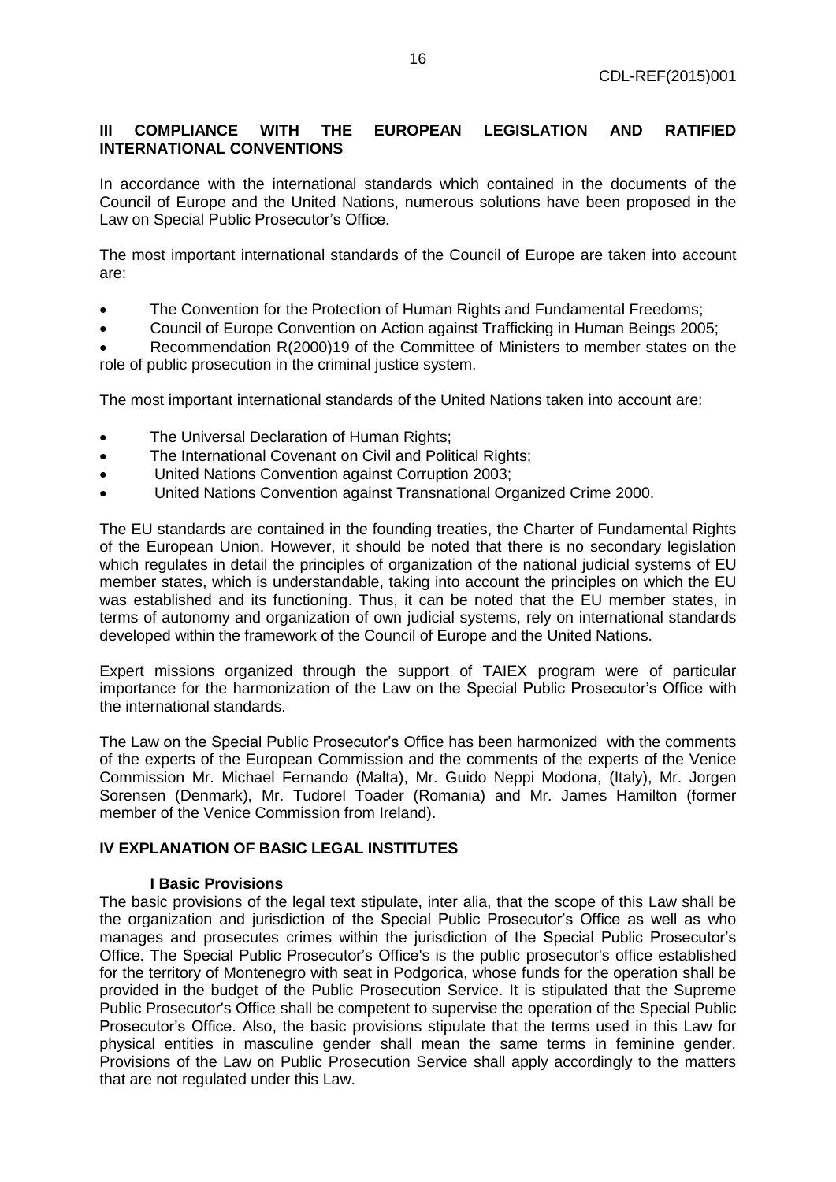## III COMPLIANCE WITH THE EUROPEAN LEGISLATION AND RATIFIED INTERNATIONAL CONVENTIONS

In accordance with the international standards which contained in the documents of the Council of Europe and the United Nations, numerous solutions have been proposed in the Law on Special Public Prosecutor's Office.

The most important international standards of the Council of Europe are taken into account are:

- The Convention for the Protection of Human Rights and Fundamental Freedoms;
- Council of Europe Convention on Action against Trafficking in Human Beings 2005;
- Recommendation R(2000)19 of the Committee of Ministers to member states on the role of public prosecution in the criminal justice system.

The most important international standards of the United Nations taken into account are:

- The Universal Declaration of Human Rights;
- The International Covenant on Civil and Political Rights;
- United Nations Convention against Corruption 2003;
- United Nations Convention against Transnational Organized Crime 2000.

The EU standards are contained in the founding treaties, the Charter of Fundamental Rights of the European Union. However, it should be noted that there is no secondary legislation which regulates in detail the principles of organization of the national judicial systems of EU member states, which is understandable, taking into account the principles on which the EU was established and its functioning. Thus, it can be noted that the EU member states, in terms of autonomy and organization of own judicial systems, rely on international standards developed within the framework of the Council of Europe and the United Nations.

Expert missions organized through the support of TAIEX program were of particular importance for the harmonization of the Law on the Special Public Prosecutor's Office with the international standards.

The Law on the Special Public Prosecutor's Office has been harmonized with the comments of the experts of the European Commission and the comments of the experts of the Venice Commission Mr. Michael Fernando (Malta), Mr. Guido Neppi Modona, (Italy), Mr. Jorgen Sorensen (Denmark), Mr. Tudorel Toader (Romania) and Mr. James Hamilton (former member of the Venice Commission from Ireland).

## IV EXPLANATION OF BASIC LEGAL INSTITUTES

### I Basic Provisions

The basic provisions of the legal text stipulate, inter alia, that the scope of this Law shall be the organization and jurisdiction of the Special Public Prosecutor's Office as well as who manages and prosecutes crimes within the jurisdiction of the Special Public Prosecutor's Office. The Special Public Prosecutor's Office's is the public prosecutor's office established for the territory of Montenegro with seat in Podgorica, whose funds for the operation shall be provided in the budget of the Public Prosecution Service. It is stipulated that the Supreme Public Prosecutor's Office shall be competent to supervise the operation of the Special Public Prosecutor's Office. Also, the basic provisions stipulate that the terms used in this Law for physical entities in masculine gender shall mean the same terms in feminine gender. Provisions of the Law on Public Prosecution Service shall apply accordingly to the matters that are not regulated under this Law.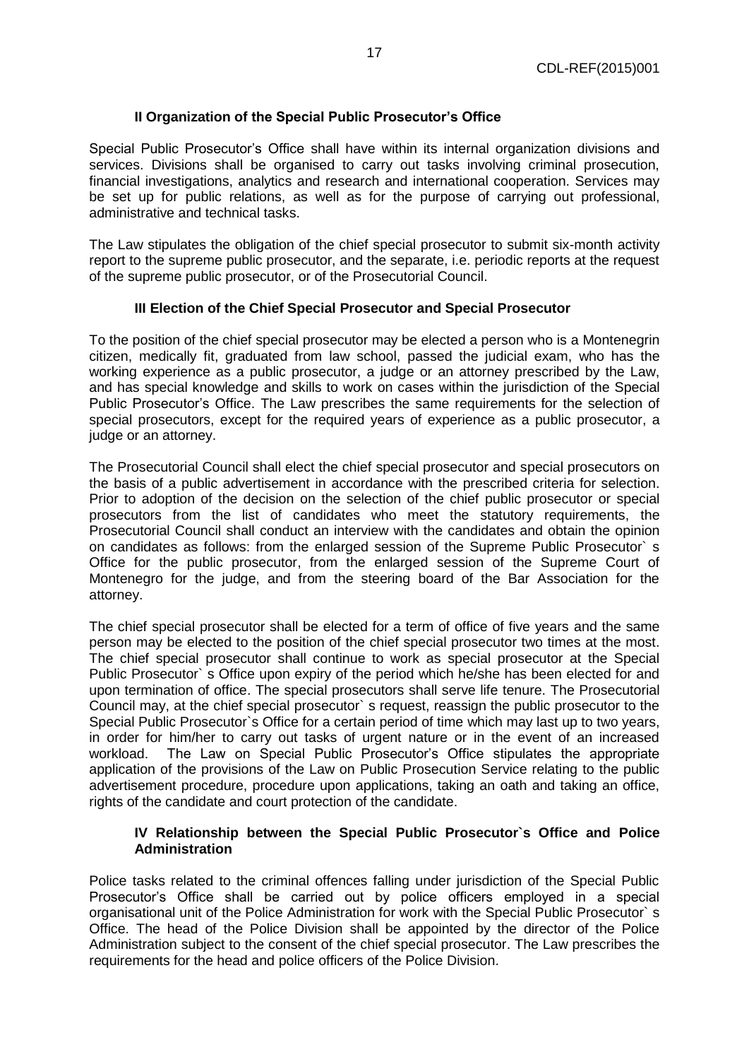### II Organization of the Special Public Prosecutor's Office

Special Public Prosecutor's Office shall have within its internal organization divisions and services. Divisions shall be organised to carry out tasks involving criminal prosecution, financial investigations, analytics and research and international cooperation. Services may be set up for public relations, as well as for the purpose of carrying out professional, administrative and technical tasks.

The Law stipulates the obligation of the chief special prosecutor to submit six-month activity report to the supreme public prosecutor, and the separate, i.e. periodic reports at the request of the supreme public prosecutor, or of the Prosecutorial Council.

### III Election of the Chief Special Prosecutor and Special Prosecutor

To the position of the chief special prosecutor may be elected a person who is a Montenegrin citizen, medically fit, graduated from law school, passed the judicial exam, who has the working experience as a public prosecutor, a judge or an attorney prescribed by the Law, and has special knowledge and skills to work on cases within the jurisdiction of the Special Public Prosecutor's Office. The Law prescribes the same requirements for the selection of special prosecutors, except for the required years of experience as a public prosecutor, a judge or an attorney.

The Prosecutorial Council shall elect the chief special prosecutor and special prosecutors on the basis of a public advertisement in accordance with the prescribed criteria for selection. Prior to adoption of the decision on the selection of the chief public prosecutor or special prosecutors from the list of candidates who meet the statutory requirements, the Prosecutorial Council shall conduct an interview with the candidates and obtain the opinion on candidates as follows: from the enlarged session of the Supreme Public Prosecutor` s Office for the public prosecutor, from the enlarged session of the Supreme Court of Montenegro for the judge, and from the steering board of the Bar Association for the attorney.

The chief special prosecutor shall be elected for a term of office of five years and the same person may be elected to the position of the chief special prosecutor two times at the most. The chief special prosecutor shall continue to work as special prosecutor at the Special Public Prosecutor` s Office upon expiry of the period which he/she has been elected for and upon termination of office. The special prosecutors shall serve life tenure. The Prosecutorial Council may, at the chief special prosecutor` s request, reassign the public prosecutor to the Special Public Prosecutor`s Office for a certain period of time which may last up to two years, in order for him/her to carry out tasks of urgent nature or in the event of an increased workload. The Law on Special Public Prosecutor's Office stipulates the appropriate application of the provisions of the Law on Public Prosecution Service relating to the public advertisement procedure, procedure upon applications, taking an oath and taking an office, rights of the candidate and court protection of the candidate.

### IV Relationship between the Special Public Prosecutor`s Office and Police Administration

Police tasks related to the criminal offences falling under jurisdiction of the Special Public Prosecutor's Office shall be carried out by police officers employed in a special organisational unit of the Police Administration for work with the Special Public Prosecutor` s Office. The head of the Police Division shall be appointed by the director of the Police Administration subject to the consent of the chief special prosecutor. The Law prescribes the requirements for the head and police officers of the Police Division.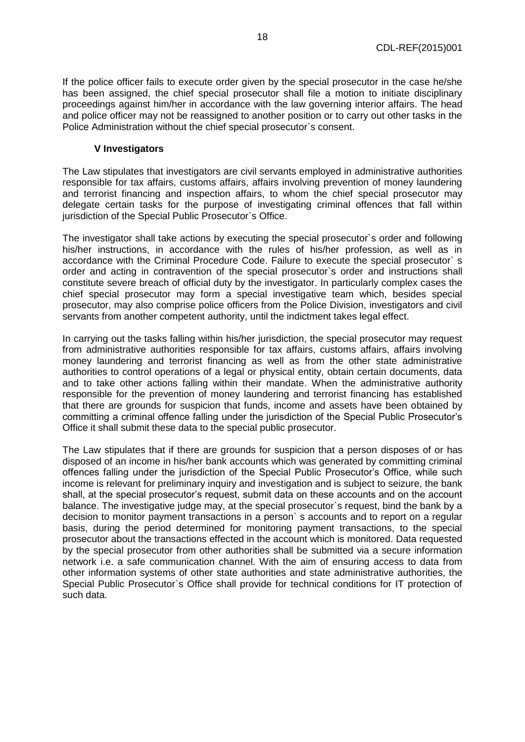If the police officer fails to execute order given by the special prosecutor in the case he/she has been assigned, the chief special prosecutor shall file a motion to initiate disciplinary proceedings against him/her in accordance with the law governing interior affairs. The head and police officer may not be reassigned to another position or to carry out other tasks in the Police Administration without the chief special prosecutor`s consent.

### V Investigators

The Law stipulates that investigators are civil servants employed in administrative authorities responsible for tax affairs, customs affairs, affairs involving prevention of money laundering and terrorist financing and inspection affairs, to whom the chief special prosecutor may delegate certain tasks for the purpose of investigating criminal offences that fall within jurisdiction of the Special Public Prosecutor`s Office.

The investigator shall take actions by executing the special prosecutor`s order and following his/her instructions, in accordance with the rules of his/her profession, as well as in accordance with the Criminal Procedure Code. Failure to execute the special prosecutor` s order and acting in contravention of the special prosecutor`s order and instructions shall constitute severe breach of official duty by the investigator. In particularly complex cases the chief special prosecutor may form a special investigative team which, besides special prosecutor, may also comprise police officers from the Police Division, investigators and civil servants from another competent authority, until the indictment takes legal effect.

In carrying out the tasks falling within his/her jurisdiction, the special prosecutor may request from administrative authorities responsible for tax affairs, customs affairs, affairs involving money laundering and terrorist financing as well as from the other state administrative authorities to control operations of a legal or physical entity, obtain certain documents, data and to take other actions falling within their mandate. When the administrative authority responsible for the prevention of money laundering and terrorist financing has established that there are grounds for suspicion that funds, income and assets have been obtained by committing a criminal offence falling under the jurisdiction of the Special Public Prosecutor's Office it shall submit these data to the special public prosecutor.

The Law stipulates that if there are grounds for suspicion that a person disposes of or has disposed of an income in his/her bank accounts which was generated by committing criminal offences falling under the jurisdiction of the Special Public Prosecutor's Office, while such income is relevant for preliminary inquiry and investigation and is subject to seizure, the bank shall, at the special prosecutor's request, submit data on these accounts and on the account balance. The investigative judge may, at the special prosecutor`s request, bind the bank by a decision to monitor payment transactions in a person` s accounts and to report on a regular basis, during the period determined for monitoring payment transactions, to the special prosecutor about the transactions effected in the account which is monitored. Data requested by the special prosecutor from other authorities shall be submitted via a secure information network i.e. a safe communication channel. With the aim of ensuring access to data from other information systems of other state authorities and state administrative authorities, the Special Public Prosecutor`s Office shall provide for technical conditions for IT protection of such data.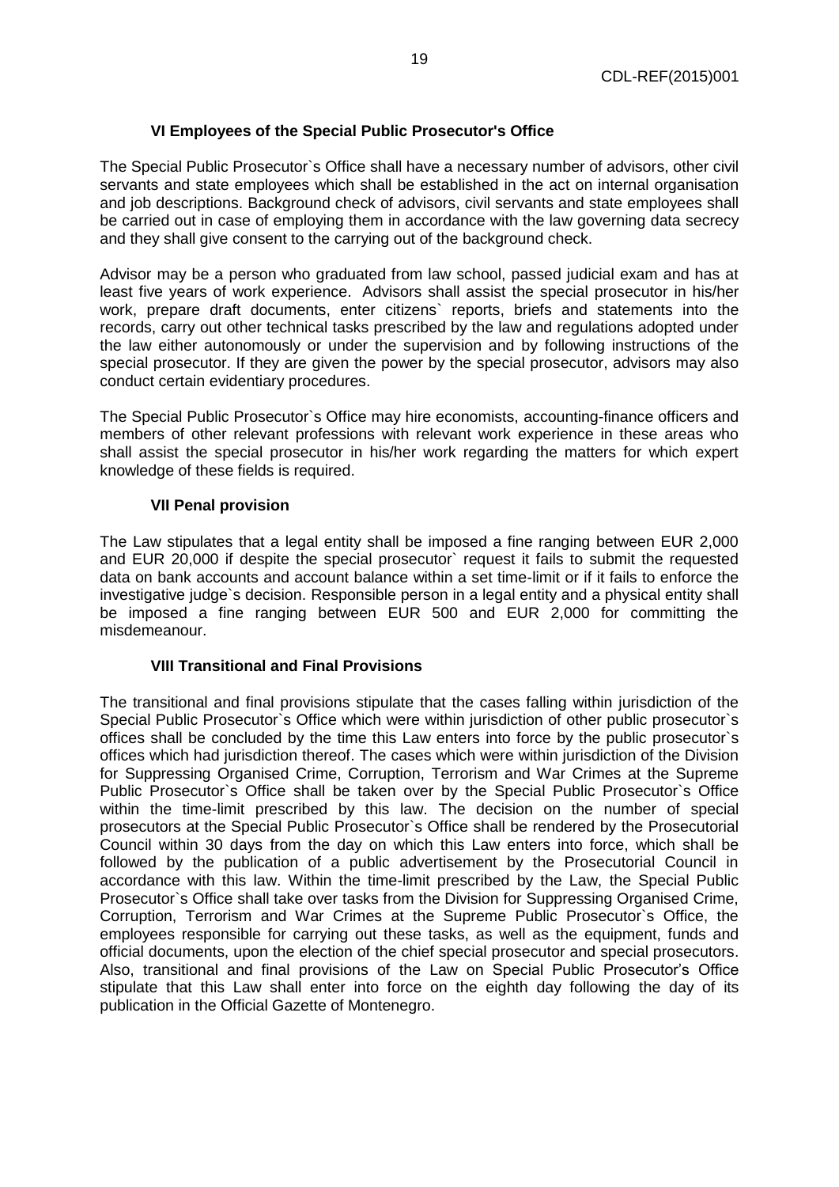### VI Employees of the Special Public Prosecutor's Office

The Special Public Prosecutor`s Office shall have a necessary number of advisors, other civil servants and state employees which shall be established in the act on internal organisation and job descriptions. Background check of advisors, civil servants and state employees shall be carried out in case of employing them in accordance with the law governing data secrecy and they shall give consent to the carrying out of the background check.

Advisor may be a person who graduated from law school, passed judicial exam and has at least five years of work experience. Advisors shall assist the special prosecutor in his/her work, prepare draft documents, enter citizens` reports, briefs and statements into the records, carry out other technical tasks prescribed by the law and regulations adopted under the law either autonomously or under the supervision and by following instructions of the special prosecutor. If they are given the power by the special prosecutor, advisors may also conduct certain evidentiary procedures.

The Special Public Prosecutor`s Office may hire economists, accounting-finance officers and members of other relevant professions with relevant work experience in these areas who shall assist the special prosecutor in his/her work regarding the matters for which expert knowledge of these fields is required.

### VII Penal provision

The Law stipulates that a legal entity shall be imposed a fine ranging between EUR 2,000 and EUR 20,000 if despite the special prosecutor` request it fails to submit the requested data on bank accounts and account balance within a set time-limit or if it fails to enforce the investigative judge`s decision. Responsible person in a legal entity and a physical entity shall be imposed a fine ranging between EUR 500 and EUR 2,000 for committing the misdemeanour.

### VIII Transitional and Final Provisions

The transitional and final provisions stipulate that the cases falling within jurisdiction of the Special Public Prosecutor`s Office which were within jurisdiction of other public prosecutor`s offices shall be concluded by the time this Law enters into force by the public prosecutor`s offices which had jurisdiction thereof. The cases which were within jurisdiction of the Division for Suppressing Organised Crime, Corruption, Terrorism and War Crimes at the Supreme Public Prosecutor`s Office shall be taken over by the Special Public Prosecutor`s Office within the time-limit prescribed by this law. The decision on the number of special prosecutors at the Special Public Prosecutor`s Office shall be rendered by the Prosecutorial Council within 30 days from the day on which this Law enters into force, which shall be followed by the publication of a public advertisement by the Prosecutorial Council in accordance with this law. Within the time-limit prescribed by the Law, the Special Public Prosecutor`s Office shall take over tasks from the Division for Suppressing Organised Crime, Corruption, Terrorism and War Crimes at the Supreme Public Prosecutor`s Office, the employees responsible for carrying out these tasks, as well as the equipment, funds and official documents, upon the election of the chief special prosecutor and special prosecutors. Also, transitional and final provisions of the Law on Special Public Prosecutor's Office stipulate that this Law shall enter into force on the eighth day following the day of its publication in the Official Gazette of Montenegro.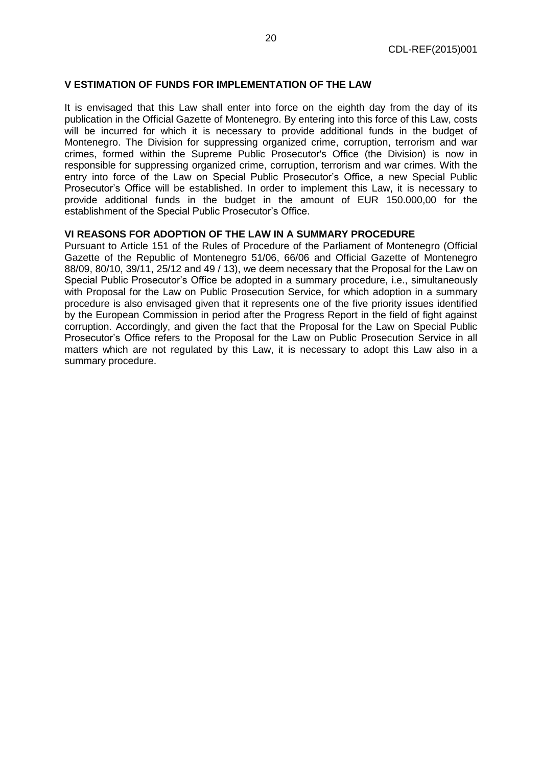## V ESTIMATION OF FUNDS FOR IMPLEMENTATION OF THE LAW

It is envisaged that this Law shall enter into force on the eighth day from the day of its publication in the Official Gazette of Montenegro. By entering into this force of this Law, costs will be incurred for which it is necessary to provide additional funds in the budget of Montenegro. The Division for suppressing organized crime, corruption, terrorism and war crimes, formed within the Supreme Public Prosecutor's Office (the Division) is now in responsible for suppressing organized crime, corruption, terrorism and war crimes. With the entry into force of the Law on Special Public Prosecutor's Office, a new Special Public Prosecutor's Office will be established. In order to implement this Law, it is necessary to provide additional funds in the budget in the amount of EUR 150.000,00 for the establishment of the Special Public Prosecutor's Office.

## VI REASONS FOR ADOPTION OF THE LAW IN A SUMMARY PROCEDURE

Pursuant to Article 151 of the Rules of Procedure of the Parliament of Montenegro (Official Gazette of the Republic of Montenegro 51/06, 66/06 and Official Gazette of Montenegro 88/09, 80/10, 39/11, 25/12 and 49 / 13), we deem necessary that the Proposal for the Law on Special Public Prosecutor's Office be adopted in a summary procedure, i.e., simultaneously with Proposal for the Law on Public Prosecution Service, for which adoption in a summary procedure is also envisaged given that it represents one of the five priority issues identified by the European Commission in period after the Progress Report in the field of fight against corruption. Accordingly, and given the fact that the Proposal for the Law on Special Public Prosecutor's Office refers to the Proposal for the Law on Public Prosecution Service in all matters which are not regulated by this Law, it is necessary to adopt this Law also in a summary procedure.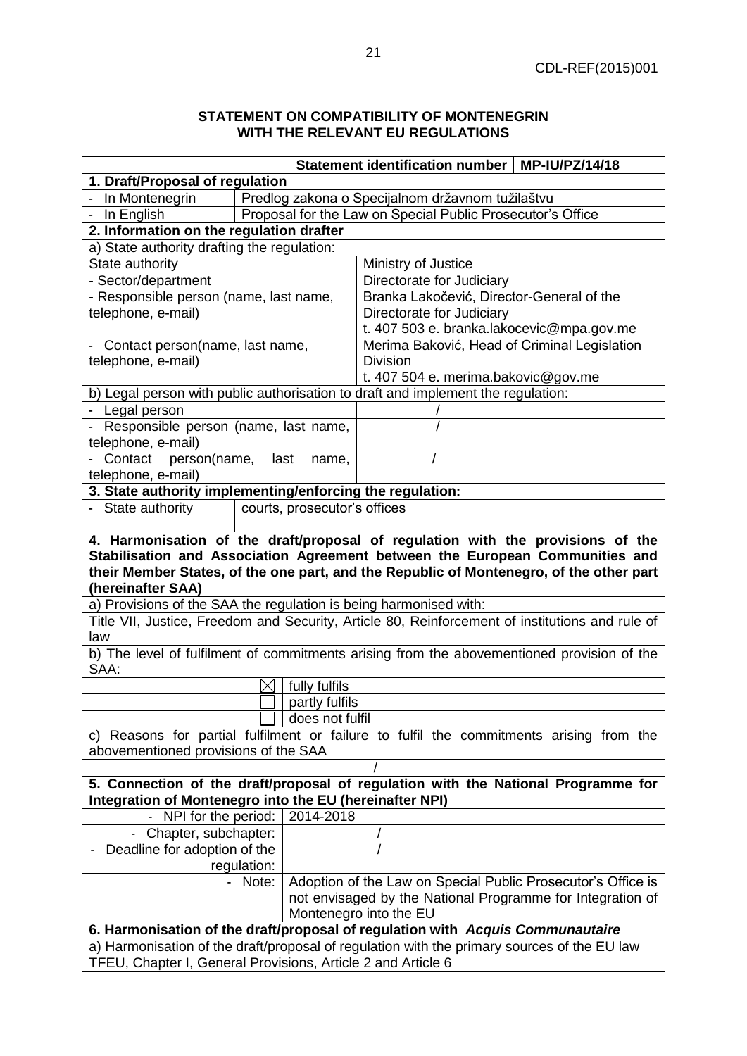**STATEMENT ON COMPATIBILITY OF MONTENEGRIN WITH THE RELEVANT EU REGULATIONS**

| | | | Statement identification number | MP-IU/PZ/14/18 |
|---|---|---|---|---|
| **1. Draft/Proposal of regulation** | | | | |
| - In Montenegrin | Predlog zakona o Specijalnom državnom tužilaštvu | | | |
| - In English | Proposal for the Law on Special Public Prosecutor's Office | | | |
| **2. Information on the regulation drafter** | | | | |
| a) State authority drafting the regulation: | | | | |
| State authority | | | Ministry of Justice | |
| - Sector/department | | | Directorate for Judiciary | |
| - Responsible person (name, last name, telephone, e-mail) | | | Branka Lakočević, Director-General of the Directorate for Judiciary t. 407 503 e. branka.lakocevic@mpa.gov.me | |
| - Contact person(name, last name, telephone, e-mail) | | | Merima Baković, Head of Criminal Legislation Division t. 407 504 e. merima.bakovic@gov.me | |
| b) Legal person with public authorisation to draft and implement the regulation: | | | | |
| - Legal person | | | / | |
| - Responsible person (name, last name, telephone, e-mail) | | | / | |
| - Contact person(name, last name, telephone, e-mail) | | | / | |
| **3. State authority implementing/enforcing the regulation:** | | | | |
| - State authority | courts, prosecutor's offices | | | |
| **4. Harmonisation of the draft/proposal of regulation with the provisions of the Stabilisation and Association Agreement between the European Communities and their Member States, of the one part, and the Republic of Montenegro, of the other part (hereinafter SAA)** | | | | |
| a) Provisions of the SAA the regulation is being harmonised with: | | | | |
| Title VII, Justice, Freedom and Security, Article 80, Reinforcement of institutions and rule of law | | | | |
| b) The level of fulfilment of commitments arising from the abovementioned provision of the SAA: | | | | |
| | ☒ | fully fulfils | | |
| | ☐ | partly fulfils | | |
| | ☐ | does not fulfil | | |
| c) Reasons for partial fulfilment or failure to fulfil the commitments arising from the abovementioned provisions of the SAA | | | | |
| / | | | | |
| **5. Connection of the draft/proposal of regulation with the National Programme for Integration of Montenegro into the EU (hereinafter NPI)** | | | | |
| - NPI for the period: | | 2014-2018 | | |
| - Chapter, subchapter: | | / | | |
| - Deadline for adoption of the regulation: | | / | | |
| - Note: | | Adoption of the Law on Special Public Prosecutor's Office is not envisaged by the National Programme for Integration of Montenegro into the EU | | |
| **6. Harmonisation of the draft/proposal of regulation with *Acquis Communautaire*** | | | | |
| a) Harmonisation of the draft/proposal of regulation with the primary sources of the EU law | | | | |
| TFEU, Chapter I, General Provisions, Article 2 and Article 6 | | | | |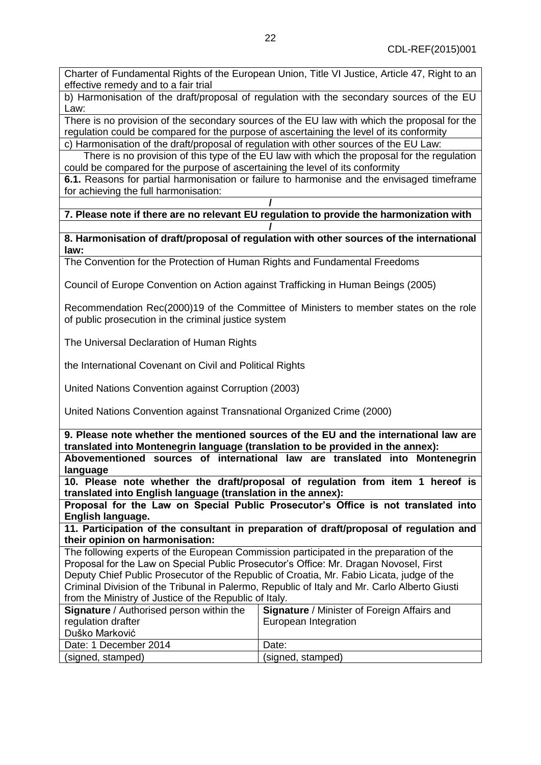Charter of Fundamental Rights of the European Union, Title VI Justice, Article 47, Right to an effective remedy and to a fair trial

b) Harmonisation of the draft/proposal of regulation with the secondary sources of the EU Law:

There is no provision of the secondary sources of the EU law with which the proposal for the regulation could be compared for the purpose of ascertaining the level of its conformity

c) Harmonisation of the draft/proposal of regulation with other sources of the EU Law:

There is no provision of this type of the EU law with which the proposal for the regulation could be compared for the purpose of ascertaining the level of its conformity

**6.1.** Reasons for partial harmonisation or failure to harmonise and the envisaged timeframe for achieving the full harmonisation:

**/**

**7. Please note if there are no relevant EU regulation to provide the harmonization with**

**/**

**8. Harmonisation of draft/proposal of regulation with other sources of the international law:**

The Convention for the Protection of Human Rights and Fundamental Freedoms

Council of Europe Convention on Action against Trafficking in Human Beings (2005)

Recommendation Rec(2000)19 of the Committee of Ministers to member states on the role of public prosecution in the criminal justice system

The Universal Declaration of Human Rights

the International Covenant on Civil and Political Rights

United Nations Convention against Corruption (2003)

United Nations Convention against Transnational Organized Crime (2000)

**9. Please note whether the mentioned sources of the EU and the international law are translated into Montenegrin language (translation to be provided in the annex):**

**Abovementioned sources of international law are translated into Montenegrin language**

**10. Please note whether the draft/proposal of regulation from item 1 hereof is translated into English language (translation in the annex):**

**Proposal for the Law on Special Public Prosecutor's Office is not translated into English language.**

**11. Participation of the consultant in preparation of draft/proposal of regulation and their opinion on harmonisation:**

The following experts of the European Commission participated in the preparation of the Proposal for the Law on Special Public Prosecutor's Office: Mr. Dragan Novosel, First Deputy Chief Public Prosecutor of the Republic of Croatia, Mr. Fabio Licata, judge of the Criminal Division of the Tribunal in Palermo, Republic of Italy and Mr. Carlo Alberto Giusti from the Ministry of Justice of the Republic of Italy.

| **Signature** / Authorised person within the regulation drafter Duško Marković | **Signature** / Minister of Foreign Affairs and European Integration |
|---|---|
| Date: 1 December 2014 | Date: |
| (signed, stamped) | (signed, stamped) |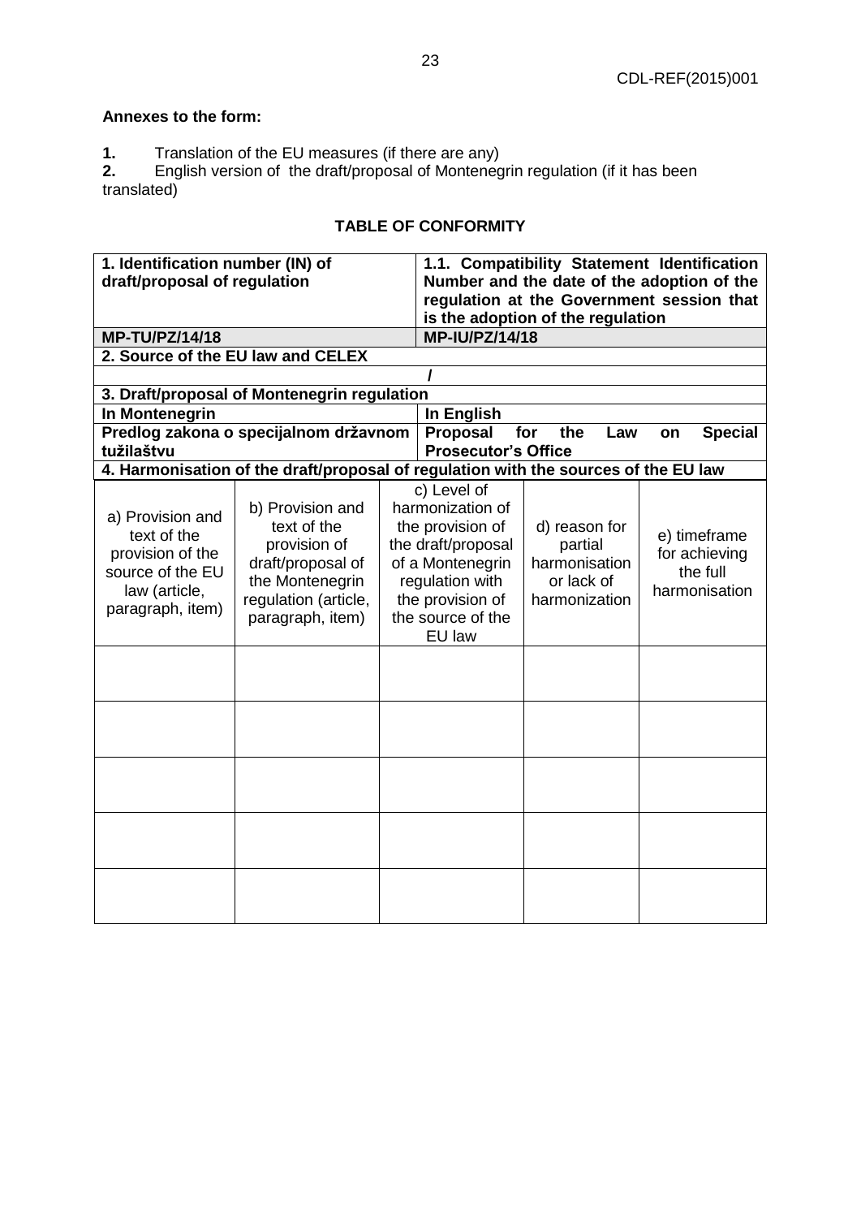**Annexes to the form:**

**1.** Translation of the EU measures (if there are any)
**2.** English version of the draft/proposal of Montenegrin regulation (if it has been translated)

## TABLE OF CONFORMITY

| | | | | |
|---|---|---|---|---|
| **1. Identification number (IN) of draft/proposal of regulation** | | **1.1. Compatibility Statement Identification Number and the date of the adoption of the regulation at the Government session that is the adoption of the regulation** | | |
| **MP-TU/PZ/14/18** | | **MP-IU/PZ/14/18** | | |
| **2. Source of the EU law and CELEX** | | | | |
| **/** | | | | |
| **3. Draft/proposal of Montenegrin regulation** | | | | |
| **In Montenegrin** | | **In English** | | |
| **Predlog zakona o specijalnom državnom tužilaštvu** | | **Proposal for the Law on Special Prosecutor's Office** | | |
| **4. Harmonisation of the draft/proposal of regulation with the sources of the EU law** | | | | |
| a) Provision and text of the provision of the source of the EU law (article, paragraph, item) | b) Provision and text of the provision of draft/proposal of the Montenegrin regulation (article, paragraph, item) | c) Level of harmonization of the provision of the draft/proposal of a Montenegrin regulation with the provision of the source of the EU law | d) reason for partial harmonisation or lack of harmonization | e) timeframe for achieving the full harmonisation |
| | | | | |
| | | | | |
| | | | | |
| | | | | |
| | | | | |